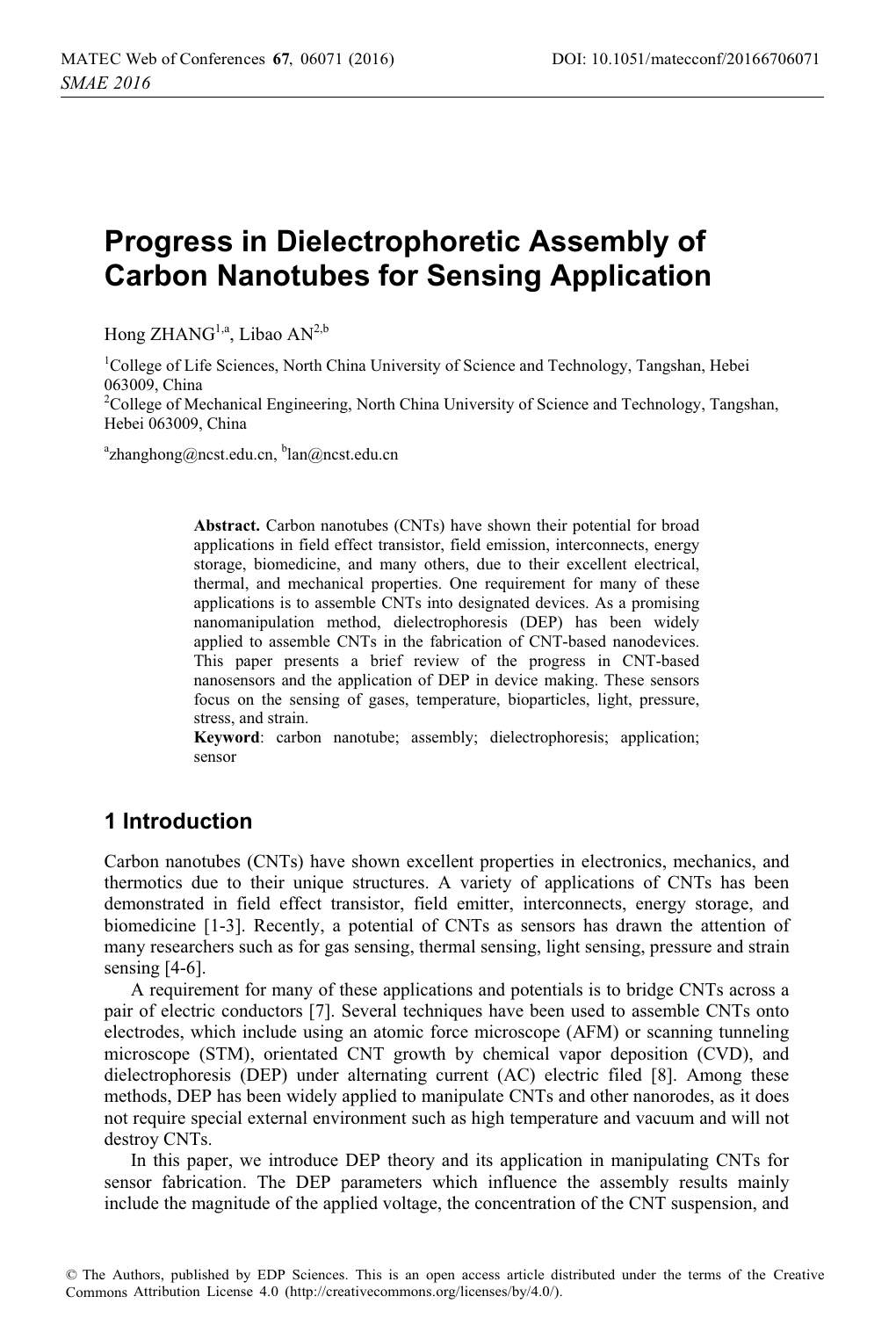# Progress in Dielectrophoretic Assembly of Carbon Nanotubes for Sensing Application

Hong ZHANG[1,a], Libao AN[2,b]

[1]College of Life Sciences, North China University of Science and Technology, Tangshan, Hebei 063009, China

[2]College of Mechanical Engineering, North China University of Science and Technology, Tangshan, Hebei 063009, China

[a]zhanghong@ncst.edu.cn, [b]lan@ncst.edu.cn

**Abstract.** Carbon nanotubes (CNTs) have shown their potential for broad applications in field effect transistor, field emission, interconnects, energy storage, biomedicine, and many others, due to their excellent electrical, thermal, and mechanical properties. One requirement for many of these applications is to assemble CNTs into designated devices. As a promising nanomanipulation method, dielectrophoresis (DEP) has been widely applied to assemble CNTs in the fabrication of CNT-based nanodevices. This paper presents a brief review of the progress in CNT-based nanosensors and the application of DEP in device making. These sensors focus on the sensing of gases, temperature, bioparticles, light, pressure, stress, and strain.

**Keyword**: carbon nanotube; assembly; dielectrophoresis; application; sensor

## 1 Introduction

Carbon nanotubes (CNTs) have shown excellent properties in electronics, mechanics, and thermotics due to their unique structures. A variety of applications of CNTs has been demonstrated in field effect transistor, field emitter, interconnects, energy storage, and biomedicine [1-3]. Recently, a potential of CNTs as sensors has drawn the attention of many researchers such as for gas sensing, thermal sensing, light sensing, pressure and strain sensing [4-6].

A requirement for many of these applications and potentials is to bridge CNTs across a pair of electric conductors [7]. Several techniques have been used to assemble CNTs onto electrodes, which include using an atomic force microscope (AFM) or scanning tunneling microscope (STM), orientated CNT growth by chemical vapor deposition (CVD), and dielectrophoresis (DEP) under alternating current (AC) electric filed [8]. Among these methods, DEP has been widely applied to manipulate CNTs and other nanorodes, as it does not require special external environment such as high temperature and vacuum and will not destroy CNTs.

In this paper, we introduce DEP theory and its application in manipulating CNTs for sensor fabrication. The DEP parameters which influence the assembly results mainly include the magnitude of the applied voltage, the concentration of the CNT suspension, and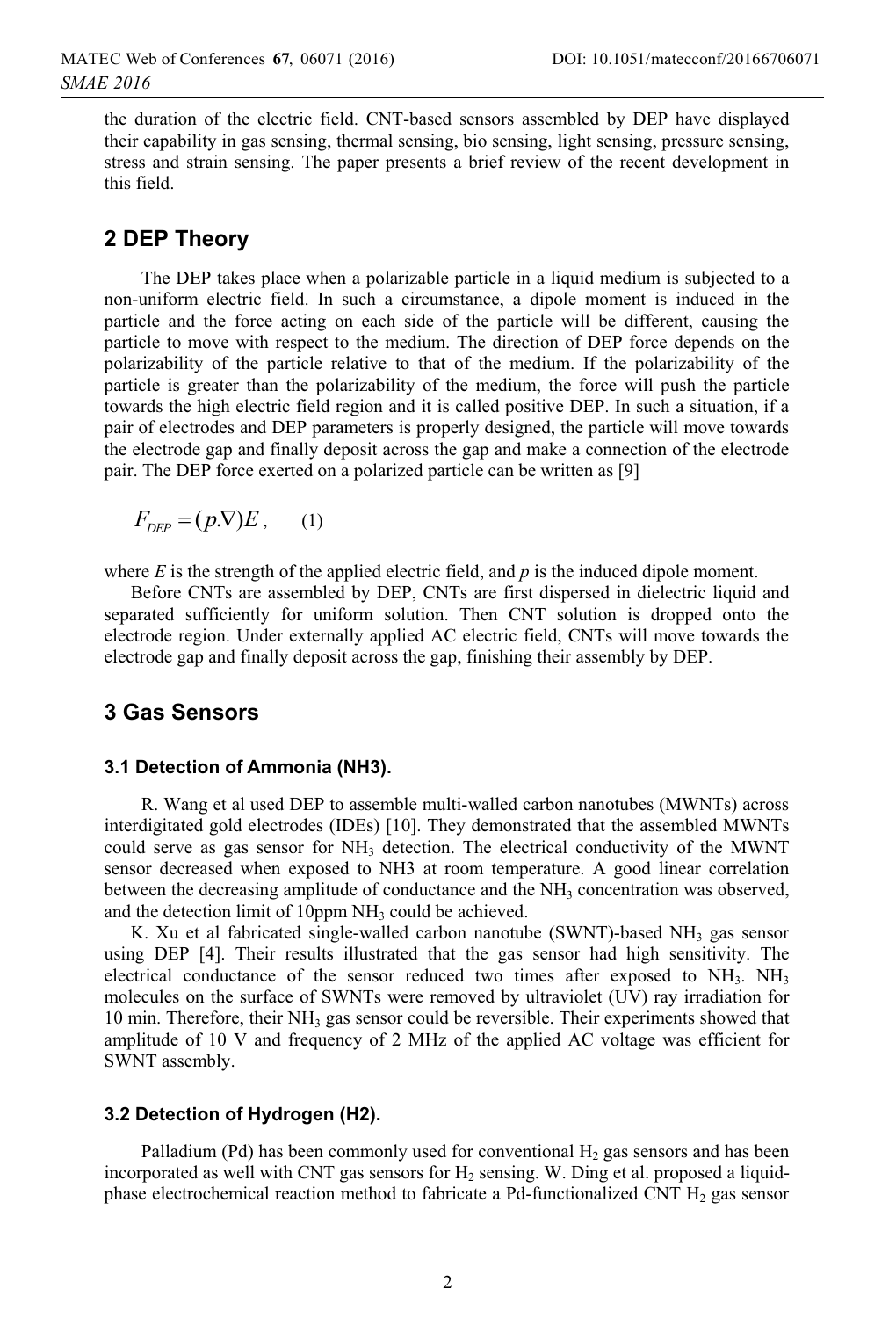the duration of the electric field. CNT-based sensors assembled by DEP have displayed their capability in gas sensing, thermal sensing, bio sensing, light sensing, pressure sensing, stress and strain sensing. The paper presents a brief review of the recent development in this field.

## 2 DEP Theory

The DEP takes place when a polarizable particle in a liquid medium is subjected to a non-uniform electric field. In such a circumstance, a dipole moment is induced in the particle and the force acting on each side of the particle will be different, causing the particle to move with respect to the medium. The direction of DEP force depends on the polarizability of the particle relative to that of the medium. If the polarizability of the particle is greater than the polarizability of the medium, the force will push the particle towards the high electric field region and it is called positive DEP. In such a situation, if a pair of electrodes and DEP parameters is properly designed, the particle will move towards the electrode gap and finally deposit across the gap and make a connection of the electrode pair. The DEP force exerted on a polarized particle can be written as [9]

$$F_{DEP} = (p.\nabla)E , \qquad (1)$$

where $E$ is the strength of the applied electric field, and $p$ is the induced dipole moment.

Before CNTs are assembled by DEP, CNTs are first dispersed in dielectric liquid and separated sufficiently for uniform solution. Then CNT solution is dropped onto the electrode region. Under externally applied AC electric field, CNTs will move towards the electrode gap and finally deposit across the gap, finishing their assembly by DEP.

## 3 Gas Sensors

### 3.1 Detection of Ammonia (NH3).

R. Wang et al used DEP to assemble multi-walled carbon nanotubes (MWNTs) across interdigitated gold electrodes (IDEs) [10]. They demonstrated that the assembled MWNTs could serve as gas sensor for $NH_3$ detection. The electrical conductivity of the MWNT sensor decreased when exposed to NH3 at room temperature. A good linear correlation between the decreasing amplitude of conductance and the $NH_3$ concentration was observed, and the detection limit of 10ppm $NH_3$ could be achieved.

K. Xu et al fabricated single-walled carbon nanotube (SWNT)-based $NH_3$ gas sensor using DEP [4]. Their results illustrated that the gas sensor had high sensitivity. The electrical conductance of the sensor reduced two times after exposed to $NH_3$. $NH_3$ molecules on the surface of SWNTs were removed by ultraviolet (UV) ray irradiation for 10 min. Therefore, their $NH_3$ gas sensor could be reversible. Their experiments showed that amplitude of 10 V and frequency of 2 MHz of the applied AC voltage was efficient for SWNT assembly.

### 3.2 Detection of Hydrogen (H2).

Palladium (Pd) has been commonly used for conventional $H_2$ gas sensors and has been incorporated as well with CNT gas sensors for $H_2$ sensing. W. Ding et al. proposed a liquid-phase electrochemical reaction method to fabricate a Pd-functionalized CNT $H_2$ gas sensor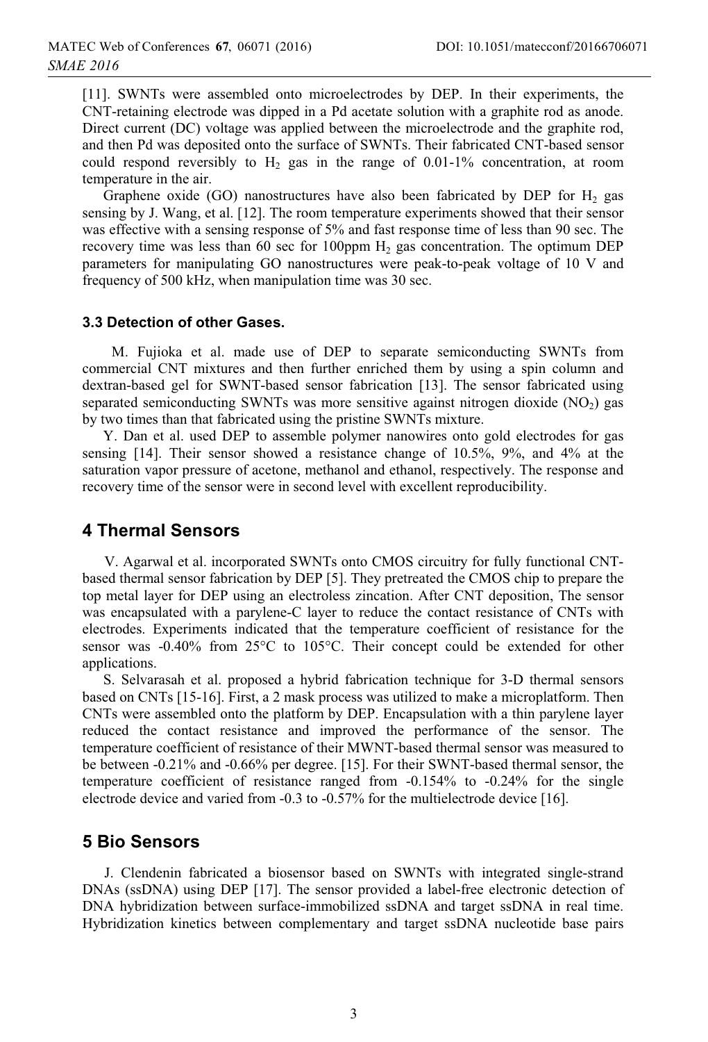[11]. SWNTs were assembled onto microelectrodes by DEP. In their experiments, the CNT-retaining electrode was dipped in a Pd acetate solution with a graphite rod as anode. Direct current (DC) voltage was applied between the microelectrode and the graphite rod, and then Pd was deposited onto the surface of SWNTs. Their fabricated CNT-based sensor could respond reversibly to $H_2$ gas in the range of 0.01-1% concentration, at room temperature in the air.

Graphene oxide (GO) nanostructures have also been fabricated by DEP for $H_2$ gas sensing by J. Wang, et al. [12]. The room temperature experiments showed that their sensor was effective with a sensing response of 5% and fast response time of less than 90 sec. The recovery time was less than 60 sec for 100ppm $H_2$ gas concentration. The optimum DEP parameters for manipulating GO nanostructures were peak-to-peak voltage of 10 V and frequency of 500 kHz, when manipulation time was 30 sec.

### 3.3 Detection of other Gases.

M. Fujioka et al. made use of DEP to separate semiconducting SWNTs from commercial CNT mixtures and then further enriched them by using a spin column and dextran-based gel for SWNT-based sensor fabrication [13]. The sensor fabricated using separated semiconducting SWNTs was more sensitive against nitrogen dioxide ($NO_2$) gas by two times than that fabricated using the pristine SWNTs mixture.

Y. Dan et al. used DEP to assemble polymer nanowires onto gold electrodes for gas sensing [14]. Their sensor showed a resistance change of 10.5%, 9%, and 4% at the saturation vapor pressure of acetone, methanol and ethanol, respectively. The response and recovery time of the sensor were in second level with excellent reproducibility.

## 4 Thermal Sensors

V. Agarwal et al. incorporated SWNTs onto CMOS circuitry for fully functional CNT-based thermal sensor fabrication by DEP [5]. They pretreated the CMOS chip to prepare the top metal layer for DEP using an electroless zincation. After CNT deposition, The sensor was encapsulated with a parylene-C layer to reduce the contact resistance of CNTs with electrodes. Experiments indicated that the temperature coefficient of resistance for the sensor was -0.40% from 25°C to 105°C. Their concept could be extended for other applications.

S. Selvarasah et al. proposed a hybrid fabrication technique for 3-D thermal sensors based on CNTs [15-16]. First, a 2 mask process was utilized to make a microplatform. Then CNTs were assembled onto the platform by DEP. Encapsulation with a thin parylene layer reduced the contact resistance and improved the performance of the sensor. The temperature coefficient of resistance of their MWNT-based thermal sensor was measured to be between -0.21% and -0.66% per degree. [15]. For their SWNT-based thermal sensor, the temperature coefficient of resistance ranged from -0.154% to -0.24% for the single electrode device and varied from -0.3 to -0.57% for the multielectrode device [16].

## 5 Bio Sensors

J. Clendenin fabricated a biosensor based on SWNTs with integrated single-strand DNAs (ssDNA) using DEP [17]. The sensor provided a label-free electronic detection of DNA hybridization between surface-immobilized ssDNA and target ssDNA in real time. Hybridization kinetics between complementary and target ssDNA nucleotide base pairs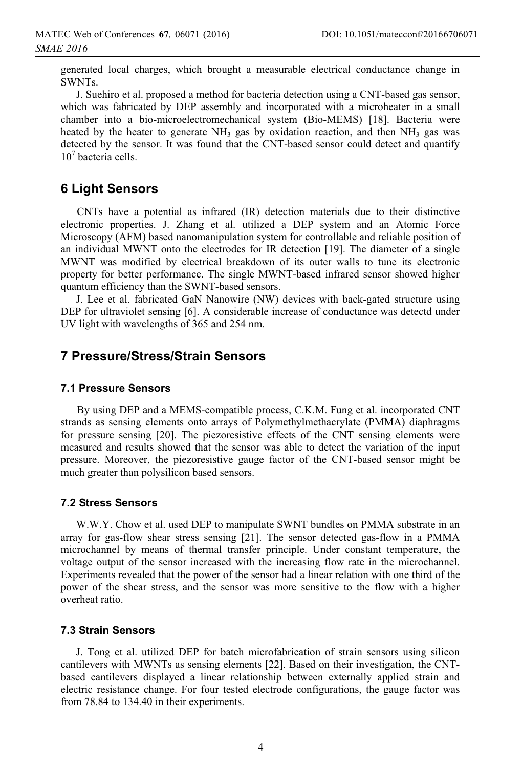generated local charges, which brought a measurable electrical conductance change in SWNTs.

J. Suehiro et al. proposed a method for bacteria detection using a CNT-based gas sensor, which was fabricated by DEP assembly and incorporated with a microheater in a small chamber into a bio-microelectromechanical system (Bio-MEMS) [18]. Bacteria were heated by the heater to generate $NH_3$ gas by oxidation reaction, and then $NH_3$ gas was detected by the sensor. It was found that the CNT-based sensor could detect and quantify $10^7$ bacteria cells.

## 6 Light Sensors

CNTs have a potential as infrared (IR) detection materials due to their distinctive electronic properties. J. Zhang et al. utilized a DEP system and an Atomic Force Microscopy (AFM) based nanomanipulation system for controllable and reliable position of an individual MWNT onto the electrodes for IR detection [19]. The diameter of a single MWNT was modified by electrical breakdown of its outer walls to tune its electronic property for better performance. The single MWNT-based infrared sensor showed higher quantum efficiency than the SWNT-based sensors.

J. Lee et al. fabricated GaN Nanowire (NW) devices with back-gated structure using DEP for ultraviolet sensing [6]. A considerable increase of conductance was detectd under UV light with wavelengths of 365 and 254 nm.

## 7 Pressure/Stress/Strain Sensors

### 7.1 Pressure Sensors

By using DEP and a MEMS-compatible process, C.K.M. Fung et al. incorporated CNT strands as sensing elements onto arrays of Polymethylmethacrylate (PMMA) diaphragms for pressure sensing [20]. The piezoresistive effects of the CNT sensing elements were measured and results showed that the sensor was able to detect the variation of the input pressure. Moreover, the piezoresistive gauge factor of the CNT-based sensor might be much greater than polysilicon based sensors.

### 7.2 Stress Sensors

W.W.Y. Chow et al. used DEP to manipulate SWNT bundles on PMMA substrate in an array for gas-flow shear stress sensing [21]. The sensor detected gas-flow in a PMMA microchannel by means of thermal transfer principle. Under constant temperature, the voltage output of the sensor increased with the increasing flow rate in the microchannel. Experiments revealed that the power of the sensor had a linear relation with one third of the power of the shear stress, and the sensor was more sensitive to the flow with a higher overheat ratio.

### 7.3 Strain Sensors

J. Tong et al. utilized DEP for batch microfabrication of strain sensors using silicon cantilevers with MWNTs as sensing elements [22]. Based on their investigation, the CNT-based cantilevers displayed a linear relationship between externally applied strain and electric resistance change. For four tested electrode configurations, the gauge factor was from 78.84 to 134.40 in their experiments.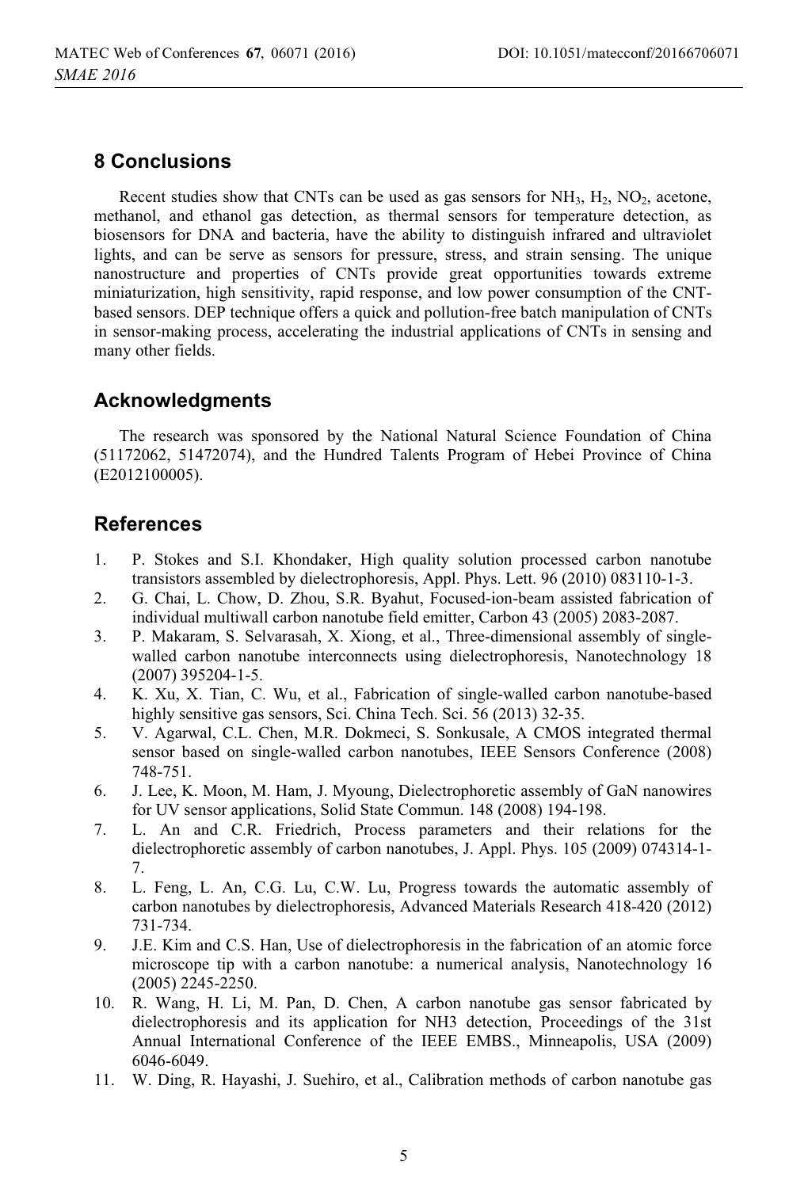## 8 Conclusions

Recent studies show that CNTs can be used as gas sensors for $NH_3$, $H_2$, $NO_2$, acetone, methanol, and ethanol gas detection, as thermal sensors for temperature detection, as biosensors for DNA and bacteria, have the ability to distinguish infrared and ultraviolet lights, and can be serve as sensors for pressure, stress, and strain sensing. The unique nanostructure and properties of CNTs provide great opportunities towards extreme miniaturization, high sensitivity, rapid response, and low power consumption of the CNT-based sensors. DEP technique offers a quick and pollution-free batch manipulation of CNTs in sensor-making process, accelerating the industrial applications of CNTs in sensing and many other fields.

## Acknowledgments

The research was sponsored by the National Natural Science Foundation of China (51172062, 51472074), and the Hundred Talents Program of Hebei Province of China (E2012100005).

## References

1. P. Stokes and S.I. Khondaker, High quality solution processed carbon nanotube transistors assembled by dielectrophoresis, Appl. Phys. Lett. 96 (2010) 083110-1-3.
2. G. Chai, L. Chow, D. Zhou, S.R. Byahut, Focused-ion-beam assisted fabrication of individual multiwall carbon nanotube field emitter, Carbon 43 (2005) 2083-2087.
3. P. Makaram, S. Selvarasah, X. Xiong, et al., Three-dimensional assembly of single-walled carbon nanotube interconnects using dielectrophoresis, Nanotechnology 18 (2007) 395204-1-5.
4. K. Xu, X. Tian, C. Wu, et al., Fabrication of single-walled carbon nanotube-based highly sensitive gas sensors, Sci. China Tech. Sci. 56 (2013) 32-35.
5. V. Agarwal, C.L. Chen, M.R. Dokmeci, S. Sonkusale, A CMOS integrated thermal sensor based on single-walled carbon nanotubes, IEEE Sensors Conference (2008) 748-751.
6. J. Lee, K. Moon, M. Ham, J. Myoung, Dielectrophoretic assembly of GaN nanowires for UV sensor applications, Solid State Commun. 148 (2008) 194-198.
7. L. An and C.R. Friedrich, Process parameters and their relations for the dielectrophoretic assembly of carbon nanotubes, J. Appl. Phys. 105 (2009) 074314-1-7.
8. L. Feng, L. An, C.G. Lu, C.W. Lu, Progress towards the automatic assembly of carbon nanotubes by dielectrophoresis, Advanced Materials Research 418-420 (2012) 731-734.
9. J.E. Kim and C.S. Han, Use of dielectrophoresis in the fabrication of an atomic force microscope tip with a carbon nanotube: a numerical analysis, Nanotechnology 16 (2005) 2245-2250.
10. R. Wang, H. Li, M. Pan, D. Chen, A carbon nanotube gas sensor fabricated by dielectrophoresis and its application for NH3 detection, Proceedings of the 31st Annual International Conference of the IEEE EMBS., Minneapolis, USA (2009) 6046-6049.
11. W. Ding, R. Hayashi, J. Suehiro, et al., Calibration methods of carbon nanotube gas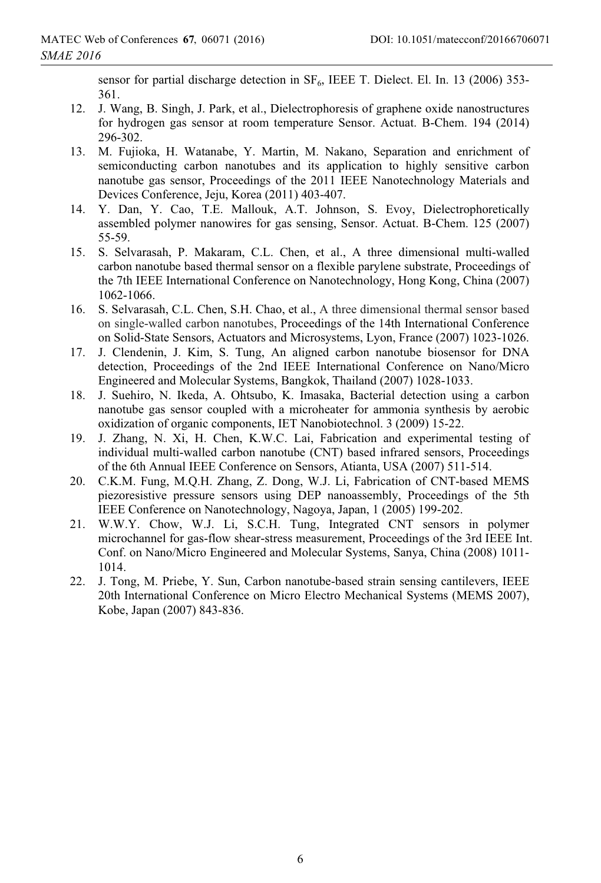sensor for partial discharge detection in $SF_6$, IEEE T. Dielect. El. In. 13 (2006) 353-361.

12. J. Wang, B. Singh, J. Park, et al., Dielectrophoresis of graphene oxide nanostructures for hydrogen gas sensor at room temperature Sensor. Actuat. B-Chem. 194 (2014) 296-302.
13. M. Fujioka, H. Watanabe, Y. Martin, M. Nakano, Separation and enrichment of semiconducting carbon nanotubes and its application to highly sensitive carbon nanotube gas sensor, Proceedings of the 2011 IEEE Nanotechnology Materials and Devices Conference, Jeju, Korea (2011) 403-407.
14. Y. Dan, Y. Cao, T.E. Mallouk, A.T. Johnson, S. Evoy, Dielectrophoretically assembled polymer nanowires for gas sensing, Sensor. Actuat. B-Chem. 125 (2007) 55-59.
15. S. Selvarasah, P. Makaram, C.L. Chen, et al., A three dimensional multi-walled carbon nanotube based thermal sensor on a flexible parylene substrate, Proceedings of the 7th IEEE International Conference on Nanotechnology, Hong Kong, China (2007) 1062-1066.
16. S. Selvarasah, C.L. Chen, S.H. Chao, et al., A three dimensional thermal sensor based on single-walled carbon nanotubes, Proceedings of the 14th International Conference on Solid-State Sensors, Actuators and Microsystems, Lyon, France (2007) 1023-1026.
17. J. Clendenin, J. Kim, S. Tung, An aligned carbon nanotube biosensor for DNA detection, Proceedings of the 2nd IEEE International Conference on Nano/Micro Engineered and Molecular Systems, Bangkok, Thailand (2007) 1028-1033.
18. J. Suehiro, N. Ikeda, A. Ohtsubo, K. Imasaka, Bacterial detection using a carbon nanotube gas sensor coupled with a microheater for ammonia synthesis by aerobic oxidization of organic components, IET Nanobiotechnol. 3 (2009) 15-22.
19. J. Zhang, N. Xi, H. Chen, K.W.C. Lai, Fabrication and experimental testing of individual multi-walled carbon nanotube (CNT) based infrared sensors, Proceedings of the 6th Annual IEEE Conference on Sensors, Atianta, USA (2007) 511-514.
20. C.K.M. Fung, M.Q.H. Zhang, Z. Dong, W.J. Li, Fabrication of CNT-based MEMS piezoresistive pressure sensors using DEP nanoassembly, Proceedings of the 5th IEEE Conference on Nanotechnology, Nagoya, Japan, 1 (2005) 199-202.
21. W.W.Y. Chow, W.J. Li, S.C.H. Tung, Integrated CNT sensors in polymer microchannel for gas-flow shear-stress measurement, Proceedings of the 3rd IEEE Int. Conf. on Nano/Micro Engineered and Molecular Systems, Sanya, China (2008) 1011-1014.
22. J. Tong, M. Priebe, Y. Sun, Carbon nanotube-based strain sensing cantilevers, IEEE 20th International Conference on Micro Electro Mechanical Systems (MEMS 2007), Kobe, Japan (2007) 843-836.